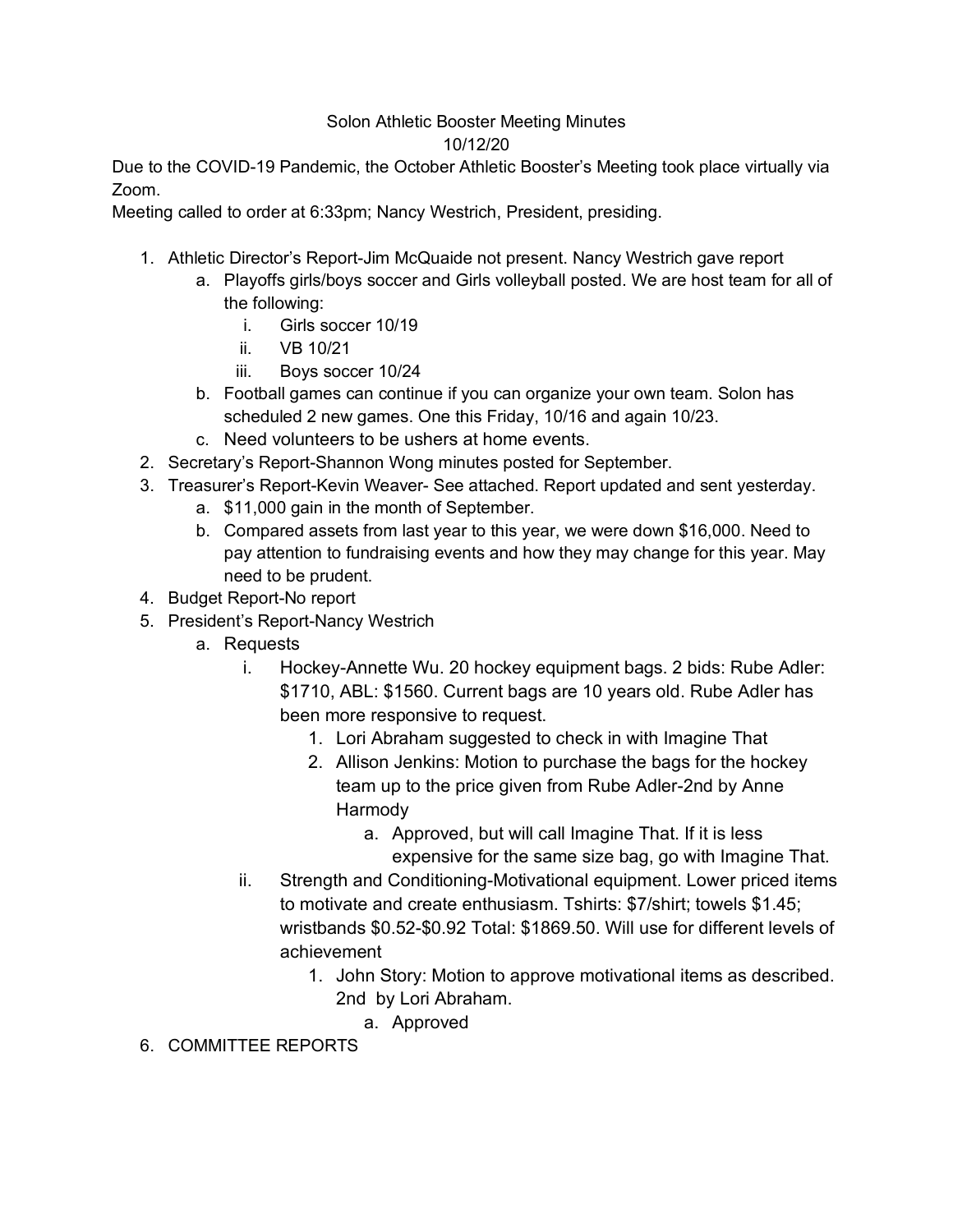Solon Athletic Booster Meeting Minutes

10/12/20

Due to the COVID-19 Pandemic, the October Athletic Booster's Meeting took place virtually via Zoom.

Meeting called to order at 6:33pm; Nancy Westrich, President, presiding.

1. Athletic Director's Report-Jim McQuaide not present. Nancy Westrich gave report
   a. Playoffs girls/boys soccer and Girls volleyball posted. We are host team for all of the following:
      i. Girls soccer 10/19
      ii. VB 10/21
      iii. Boys soccer 10/24
   b. Football games can continue if you can organize your own team. Solon has scheduled 2 new games. One this Friday, 10/16 and again 10/23.
   c. Need volunteers to be ushers at home events.
2. Secretary's Report-Shannon Wong minutes posted for September.
3. Treasurer's Report-Kevin Weaver- See attached. Report updated and sent yesterday.
   a. $11,000 gain in the month of September.
   b. Compared assets from last year to this year, we were down $16,000. Need to pay attention to fundraising events and how they may change for this year. May need to be prudent.
4. Budget Report-No report
5. President's Report-Nancy Westrich
   a. Requests
      i. Hockey-Annette Wu. 20 hockey equipment bags. 2 bids: Rube Adler: $1710, ABL: $1560. Current bags are 10 years old. Rube Adler has been more responsive to request.
         1. Lori Abraham suggested to check in with Imagine That
         2. Allison Jenkins: Motion to purchase the bags for the hockey team up to the price given from Rube Adler-2nd by Anne Harmody
            a. Approved, but will call Imagine That. If it is less expensive for the same size bag, go with Imagine That.
      ii. Strength and Conditioning-Motivational equipment. Lower priced items to motivate and create enthusiasm. Tshirts: $7/shirt; towels $1.45; wristbands $0.52-$0.92 Total: $1869.50. Will use for different levels of achievement
         1. John Story: Motion to approve motivational items as described. 2nd by Lori Abraham.
            a. Approved
6. COMMITTEE REPORTS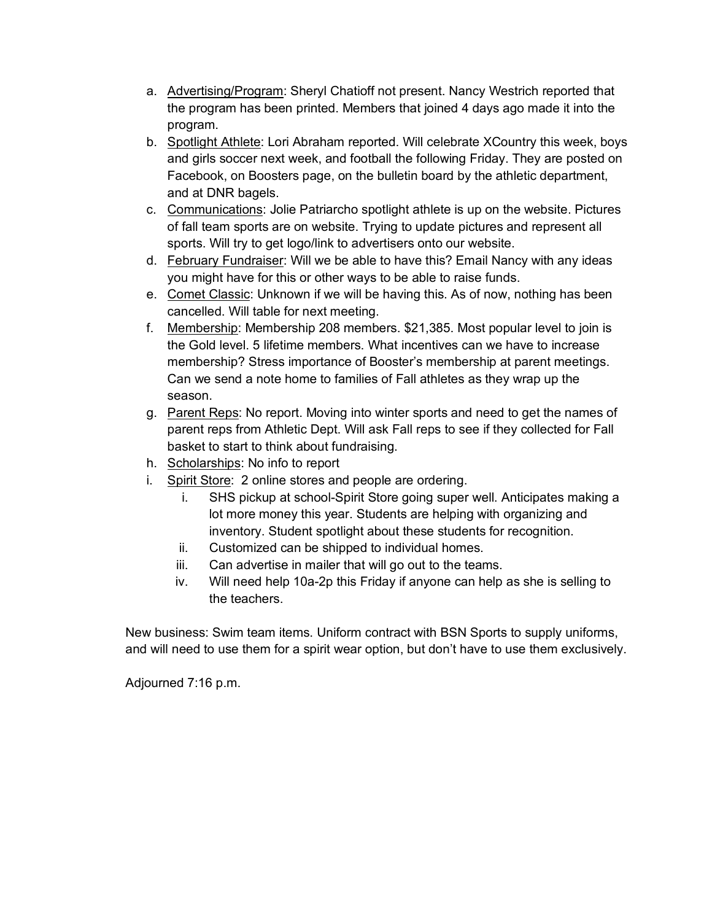a. Advertising/Program: Sheryl Chatioff not present. Nancy Westrich reported that the program has been printed. Members that joined 4 days ago made it into the program.
b. Spotlight Athlete: Lori Abraham reported. Will celebrate XCountry this week, boys and girls soccer next week, and football the following Friday. They are posted on Facebook, on Boosters page, on the bulletin board by the athletic department, and at DNR bagels.
c. Communications: Jolie Patriarcho spotlight athlete is up on the website. Pictures of fall team sports are on website. Trying to update pictures and represent all sports. Will try to get logo/link to advertisers onto our website.
d. February Fundraiser: Will we be able to have this? Email Nancy with any ideas you might have for this or other ways to be able to raise funds.
e. Comet Classic: Unknown if we will be having this. As of now, nothing has been cancelled. Will table for next meeting.
f. Membership: Membership 208 members. $21,385. Most popular level to join is the Gold level. 5 lifetime members. What incentives can we have to increase membership? Stress importance of Booster's membership at parent meetings. Can we send a note home to families of Fall athletes as they wrap up the season.
g. Parent Reps: No report. Moving into winter sports and need to get the names of parent reps from Athletic Dept. Will ask Fall reps to see if they collected for Fall basket to start to think about fundraising.
h. Scholarships: No info to report
i. Spirit Store: 2 online stores and people are ordering.
    i. SHS pickup at school-Spirit Store going super well. Anticipates making a lot more money this year. Students are helping with organizing and inventory. Student spotlight about these students for recognition.
    ii. Customized can be shipped to individual homes.
    iii. Can advertise in mailer that will go out to the teams.
    iv. Will need help 10a-2p this Friday if anyone can help as she is selling to the teachers.

New business: Swim team items. Uniform contract with BSN Sports to supply uniforms, and will need to use them for a spirit wear option, but don't have to use them exclusively.

Adjourned 7:16 p.m.